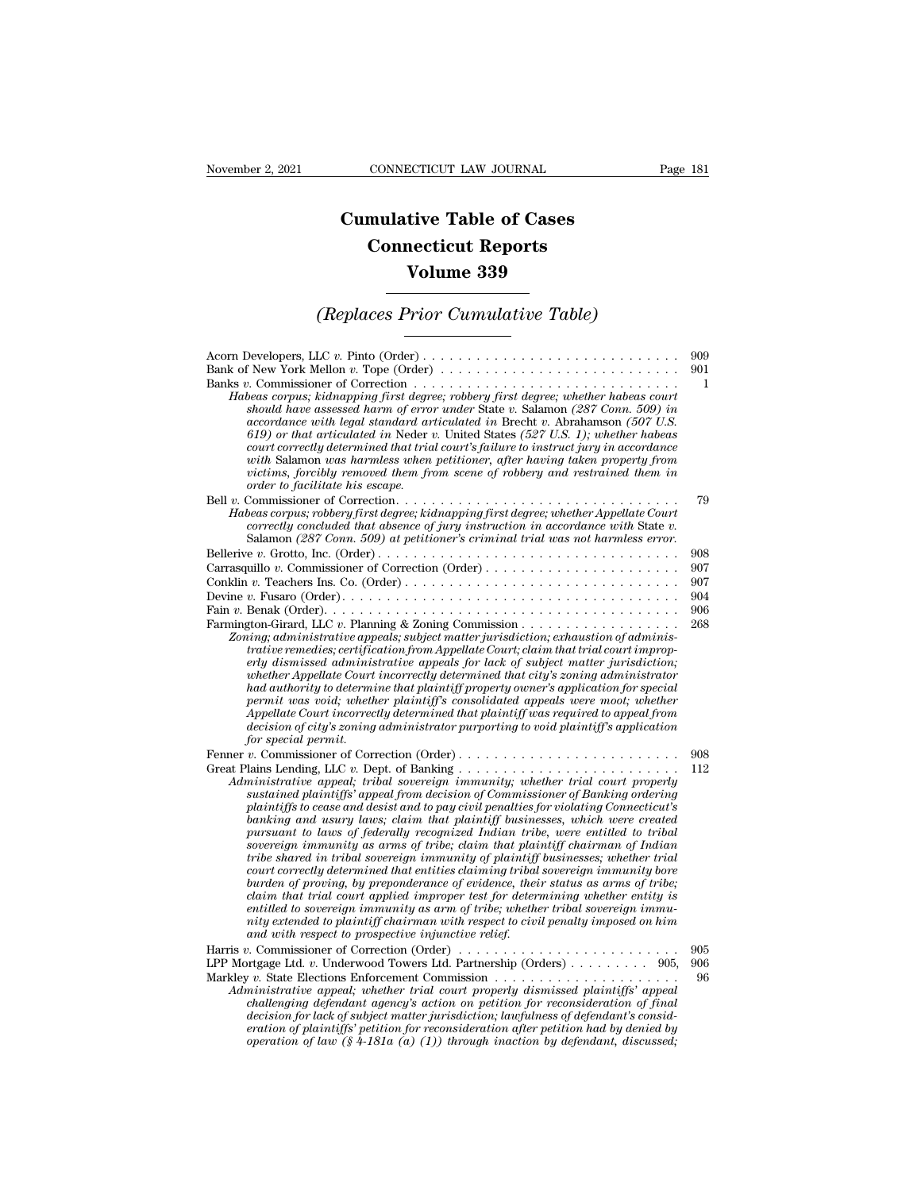# Cumulative Table of Cases
# Connecticut Reports
# Volume 339

## *(Replaces Prior Cumulative Table)*

Acorn Developers, LLC *v.* Pinto (Order) . . . . . . . . . . . . . . . . . . . . . . . . . . . . . 909

Bank of New York Mellon *v.* Tope (Order) . . . . . . . . . . . . . . . . . . . . . . . . . . . 901

Banks *v.* Commissioner of Correction . . . . . . . . . . . . . . . . . . . . . . . . . . . . . . . 1

*Habeas corpus; kidnapping first degree; robbery first degree; whether habeas court should have assessed harm of error under* State *v.* Salamon *(287 Conn. 509) in accordance with legal standard articulated in* Brecht *v.* Abrahamson *(507 U.S. 619) or that articulated in* Neder *v.* United States *(527 U.S. 1); whether habeas court correctly determined that trial court's failure to instruct jury in accordance with* Salamon *was harmless when petitioner, after having taken property from victims, forcibly removed them from scene of robbery and restrained them in order to facilitate his escape.*

Bell *v.* Commissioner of Correction. . . . . . . . . . . . . . . . . . . . . . . . . . . . . . . . 79

*Habeas corpus; robbery first degree; kidnapping first degree; whether Appellate Court correctly concluded that absence of jury instruction in accordance with* State *v.* Salamon *(287 Conn. 509) at petitioner's criminal trial was not harmless error.*

Bellerive *v.* Grotto, Inc. (Order) . . . . . . . . . . . . . . . . . . . . . . . . . . . . . . . . . . 908

Carrasquillo *v.* Commissioner of Correction (Order) . . . . . . . . . . . . . . . . . . . . . . 907

Conklin *v.* Teachers Ins. Co. (Order) . . . . . . . . . . . . . . . . . . . . . . . . . . . . . . . . 907

Devine *v.* Fusaro (Order). . . . . . . . . . . . . . . . . . . . . . . . . . . . . . . . . . . . . . . 904

Fain *v.* Benak (Order). . . . . . . . . . . . . . . . . . . . . . . . . . . . . . . . . . . . . . . . . 906

Farmington-Girard, LLC *v.* Planning & Zoning Commission . . . . . . . . . . . . . . . . . . 268

*Zoning; administrative appeals; subject matter jurisdiction; exhaustion of administrative remedies; certification from Appellate Court; claim that trial court improperly dismissed administrative appeals for lack of subject matter jurisdiction; whether Appellate Court incorrectly determined that city's zoning administrator had authority to determine that plaintiff property owner's application for special permit was void; whether plaintiff's consolidated appeals were moot; whether Appellate Court incorrectly determined that plaintiff was required to appeal from decision of city's zoning administrator purporting to void plaintiff's application for special permit.*

Fenner *v.* Commissioner of Correction (Order) . . . . . . . . . . . . . . . . . . . . . . . . . 908

Great Plains Lending, LLC *v.* Dept. of Banking . . . . . . . . . . . . . . . . . . . . . . . . . 112

*Administrative appeal; tribal sovereign immunity; whether trial court properly sustained plaintiffs' appeal from decision of Commissioner of Banking ordering plaintiffs to cease and desist and to pay civil penalties for violating Connecticut's banking and usury laws; claim that plaintiff businesses, which were created pursuant to laws of federally recognized Indian tribe, were entitled to tribal sovereign immunity as arms of tribe; claim that plaintiff chairman of Indian tribe shared in tribal sovereign immunity of plaintiff businesses; whether trial court correctly determined that entities claiming tribal sovereign immunity bore burden of proving, by preponderance of evidence, their status as arms of tribe; claim that trial court applied improper test for determining whether entity is entitled to sovereign immunity as arm of tribe; whether tribal sovereign immunity extended to plaintiff chairman with respect to civil penalty imposed on him and with respect to prospective injunctive relief.*

Harris *v.* Commissioner of Correction (Order) . . . . . . . . . . . . . . . . . . . . . . . . . 905

LPP Mortgage Ltd. *v.* Underwood Towers Ltd. Partnership (Orders) . . . . . . . . . 905, 906

Markley *v.* State Elections Enforcement Commission . . . . . . . . . . . . . . . . . . . . . . 96

*Administrative appeal; whether trial court properly dismissed plaintiffs' appeal challenging defendant agency's action on petition for reconsideration of final decision for lack of subject matter jurisdiction; lawfulness of defendant's consideration of plaintiffs' petition for reconsideration after petition had by denied by operation of law (§ 4-181a (a) (1)) through inaction by defendant, discussed;*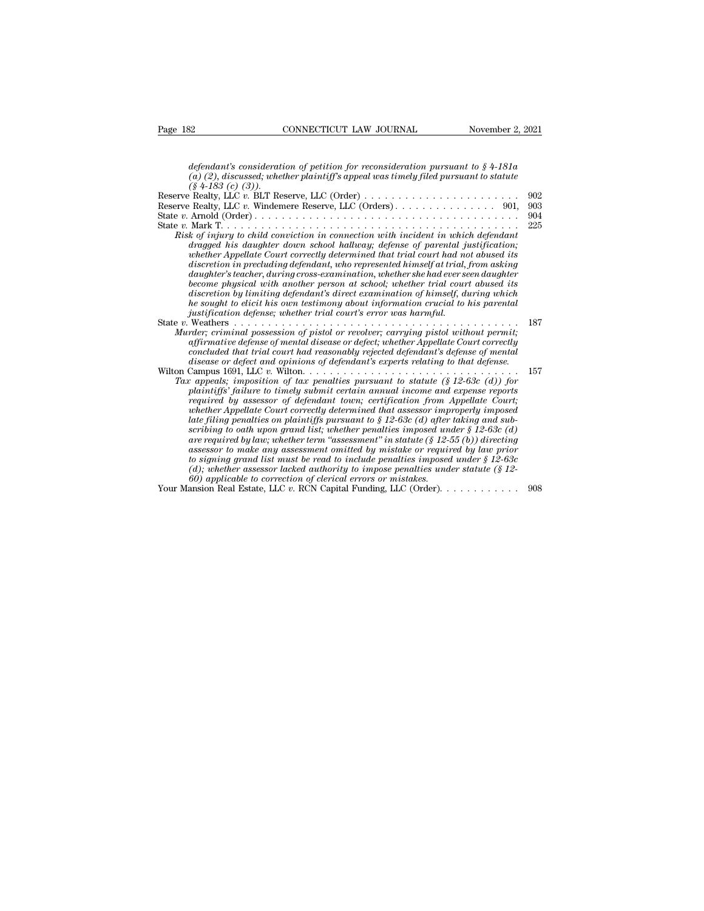*defendant's consideration of petition for reconsideration pursuant to § 4-181a (a) (2), discussed; whether plaintiff's appeal was timely filed pursuant to statute (§ 4-183 (c) (3)).*

Reserve Realty, LLC *v.* BLT Reserve, LLC (Order) . . . . . . . . . . . . . . . . . . . . . . . 902

Reserve Realty, LLC *v.* Windemere Reserve, LLC (Orders) . . . . . . . . . . . . . . . 901, 903

State *v.* Arnold (Order) . . . . . . . . . . . . . . . . . . . . . . . . . . . . . . . . . . . . . . . . 904

State *v.* Mark T. . . . . . . . . . . . . . . . . . . . . . . . . . . . . . . . . . . . . . . . . . . . . 225

*Risk of injury to child conviction in connection with incident in which defendant dragged his daughter down school hallway; defense of parental justification; whether Appellate Court correctly determined that trial court had not abused its discretion in precluding defendant, who represented himself at trial, from asking daughter's teacher, during cross-examination, whether she had ever seen daughter become physical with another person at school; whether trial court abused its discretion by limiting defendant's direct examination of himself, during which he sought to elicit his own testimony about information crucial to his parental justification defense; whether trial court's error was harmful.*

State *v.* Weathers . . . . . . . . . . . . . . . . . . . . . . . . . . . . . . . . . . . . . . . . . . . 187

*Murder; criminal possession of pistol or revolver; carrying pistol without permit; affirmative defense of mental disease or defect; whether Appellate Court correctly concluded that trial court had reasonably rejected defendant's defense of mental disease or defect and opinions of defendant's experts relating to that defense.*

Wilton Campus 1691, LLC *v.* Wilton. . . . . . . . . . . . . . . . . . . . . . . . . . . . . . . . . 157

*Tax appeals; imposition of tax penalties pursuant to statute (§ 12-63c (d)) for plaintiffs' failure to timely submit certain annual income and expense reports required by assessor of defendant town; certification from Appellate Court; whether Appellate Court correctly determined that assessor improperly imposed late filing penalties on plaintiffs pursuant to § 12-63c (d) after taking and subscribing to oath upon grand list; whether penalties imposed under § 12-63c (d) are required by law; whether term "assessment" in statute (§ 12-55 (b)) directing assessor to make any assessment omitted by mistake or required by law prior to signing grand list must be read to include penalties imposed under § 12-63c (d); whether assessor lacked authority to impose penalties under statute (§ 12-60) applicable to correction of clerical errors or mistakes.*

Your Mansion Real Estate, LLC *v.* RCN Capital Funding, LLC (Order). . . . . . . . . . . 908